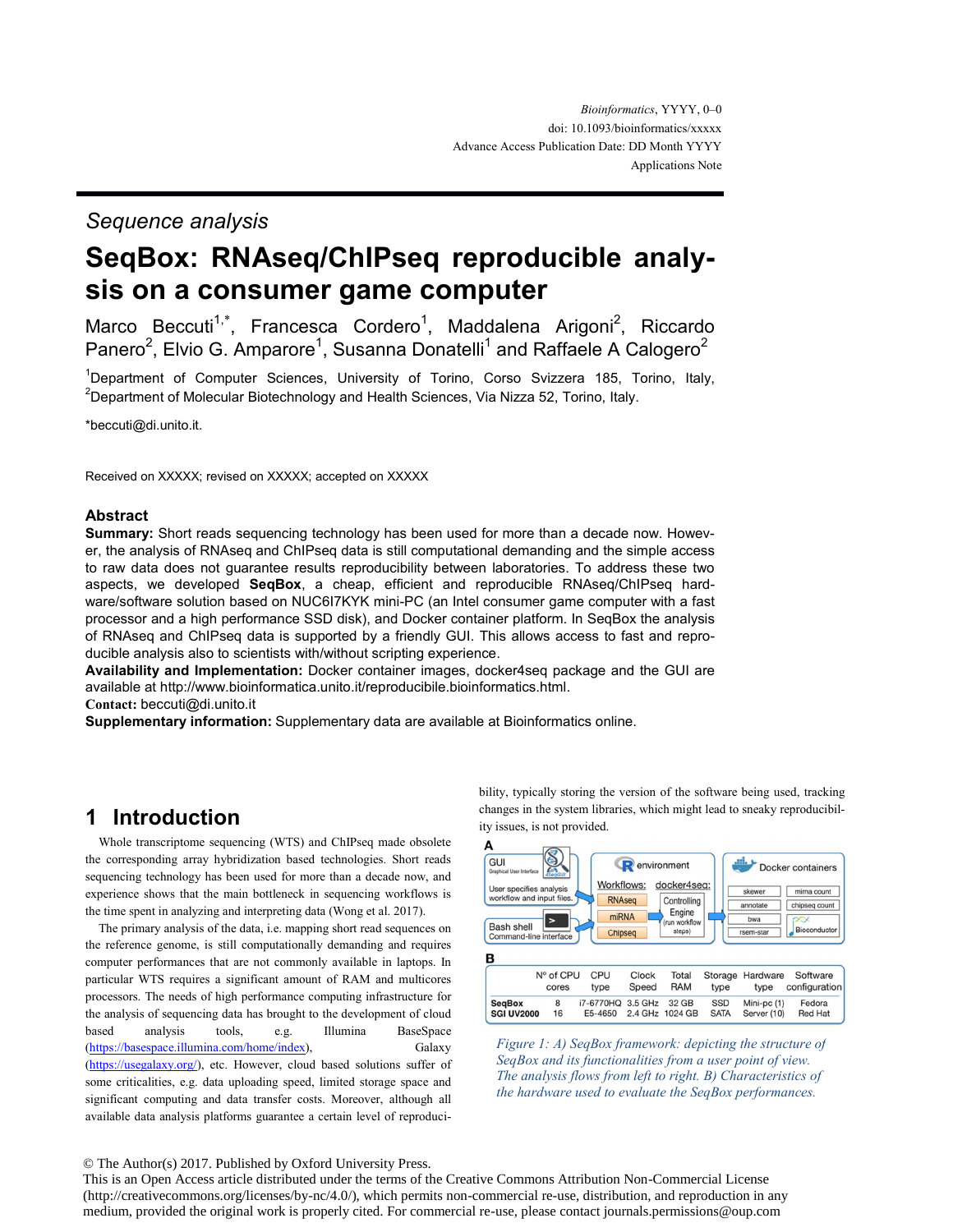Sequence analysis

# SeqBox: RNAseq/ChIPseq reproducible analysis on a consumer game computer

Marco Beccuti[1,*], Francesca Cordero[1], Maddalena Arigoni[2], Riccardo Panero[2], Elvio G. Amparore[1], Susanna Donatelli[1] and Raffaele A Calogero[2]

[1]Department of Computer Sciences, University of Torino, Corso Svizzera 185, Torino, Italy, [2]Department of Molecular Biotechnology and Health Sciences, Via Nizza 52, Torino, Italy.

*beccuti@di.unito.it.

Received on XXXXX; revised on XXXXX; accepted on XXXXX

## Abstract

**Summary:** Short reads sequencing technology has been used for more than a decade now. However, the analysis of RNAseq and ChIPseq data is still computational demanding and the simple access to raw data does not guarantee results reproducibility between laboratories. To address these two aspects, we developed **SeqBox**, a cheap, efficient and reproducible RNAseq/ChIPseq hardware/software solution based on NUC6I7KYK mini-PC (an Intel consumer game computer with a fast processor and a high performance SSD disk), and Docker container platform. In SeqBox the analysis of RNAseq and ChIPseq data is supported by a friendly GUI. This allows access to fast and reproducible analysis also to scientists with/without scripting experience.

**Availability and Implementation:** Docker container images, docker4seq package and the GUI are available at http://www.bioinformatica.unito.it/reproducibile.bioinformatics.html.

**Contact:** beccuti@di.unito.it

**Supplementary information:** Supplementary data are available at Bioinformatics online.

## 1 Introduction

Whole transcriptome sequencing (WTS) and ChIPseq made obsolete the corresponding array hybridization based technologies. Short reads sequencing technology has been used for more than a decade now, and experience shows that the main bottleneck in sequencing workflows is the time spent in analyzing and interpreting data (Wong et al. 2017).

The primary analysis of the data, i.e. mapping short read sequences on the reference genome, is still computationally demanding and requires computer performances that are not commonly available in laptops. In particular WTS requires a significant amount of RAM and multicores processors. The needs of high performance computing infrastructure for the analysis of sequencing data has brought to the development of cloud based analysis tools, e.g. Illumina BaseSpace (https://basespace.illumina.com/home/index), Galaxy (https://usegalaxy.org/), etc. However, cloud based solutions suffer for some criticalities, e.g. data uploading speed, limited storage space and significant computing and data transfer costs. Moreover, although all available data analysis platforms guarantee a certain level of reproducibility, typically storing the version of the software being used, tracking changes in the system libraries, which might lead to sneaky reproducibility issues, is not provided.

**A**

GUI (Graphical User Interface): User specifies analysis workflow and input files. Bash shell (Command-line interface).

R environment — Workflows: RNAseq, miRNA, Chipseq; docker4seq: Controlling Engine (run workflow steps).

Docker containers: skewer, mirna count, annotate, chipseq count, bwa, rsem-star, Bioconductor.

**B**

| | N° of CPU cores | CPU type | Clock Speed | Total RAM | Storage type | Hardware type | Software configuration |
|---|---|---|---|---|---|---|---|
| SeqBox | 8 | i7-6770HQ | 3.5 GHz | 32 GB | SSD | Mini-pc (1) | Fedora |
| SGI UV2000 | 16 | E5-4650 | 2.4 GHz | 1024 GB | SATA | Server (10) | Red Hat |

*Figure 1: A) SeqBox framework: depicting the structure of SeqBox and its functionalities from a user point of view. The analysis flows from left to right. B) Characteristics of the hardware used to evaluate the SeqBox performances.*

© The Author(s) 2017. Published by Oxford University Press.
This is an Open Access article distributed under the terms of the Creative Commons Attribution Non-Commercial License (http://creativecommons.org/licenses/by-nc/4.0/), which permits non-commercial re-use, distribution, and reproduction in any medium, provided the original work is properly cited. For commercial re-use, please contact journals.permissions@oup.com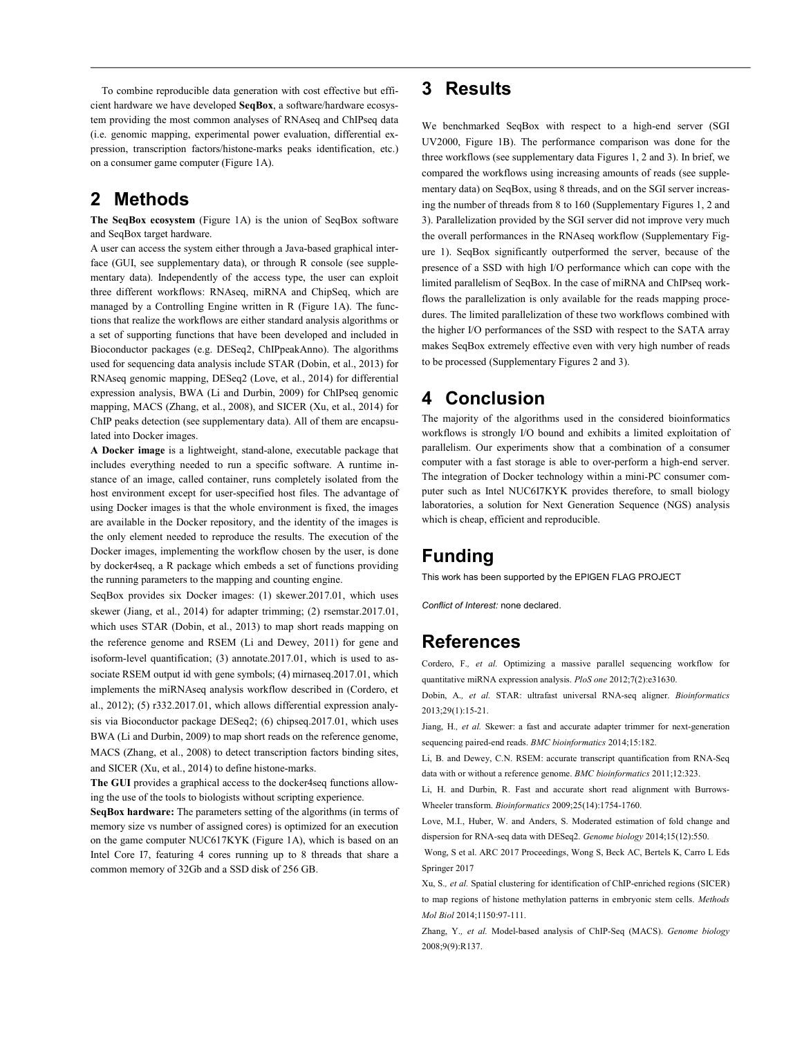To combine reproducible data generation with cost effective but efficient hardware we have developed **SeqBox**, a software/hardware ecosystem providing the most common analyses of RNAseq and ChIPseq data (i.e. genomic mapping, experimental power evaluation, differential expression, transcription factors/histone-marks peaks identification, etc.) on a consumer game computer (Figure 1A).

## 2 Methods

**The SeqBox ecosystem** (Figure 1A) is the union of SeqBox software and SeqBox target hardware.

A user can access the system either through a Java-based graphical interface (GUI, see supplementary data), or through R console (see supplementary data). Independently of the access type, the user can exploit three different workflows: RNAseq, miRNA and ChipSeq, which are managed by a Controlling Engine written in R (Figure 1A). The functions that realize the workflows are either standard analysis algorithms or a set of supporting functions that have been developed and included in Bioconductor packages (e.g. DESeq2, ChIPpeakAnno). The algorithms used for sequencing data analysis include STAR (Dobin, et al., 2013) for RNAseq genomic mapping, DESeq2 (Love, et al., 2014) for differential expression analysis, BWA (Li and Durbin, 2009) for ChIPseq genomic mapping, MACS (Zhang, et al., 2008), and SICER (Xu, et al., 2014) for ChIP peaks detection (see supplementary data). All of them are encapsulated into Docker images.

**A Docker image** is a lightweight, stand-alone, executable package that includes everything needed to run a specific software. A runtime instance of an image, called container, runs completely isolated from the host environment except for user-specified host files. The advantage of using Docker images is that the whole environment is fixed, the images are available in the Docker repository, and the identity of the images is the only element needed to reproduce the results. The execution of the Docker images, implementing the workflow chosen by the user, is done by docker4seq, a R package which embeds a set of functions providing the running parameters to the mapping and counting engine.

SeqBox provides six Docker images: (1) skewer.2017.01, which uses skewer (Jiang, et al., 2014) for adapter trimming; (2) rsemstar.2017.01, which uses STAR (Dobin, et al., 2013) to map short reads mapping on the reference genome and RSEM (Li and Dewey, 2011) for gene and isoform-level quantification; (3) annotate.2017.01, which is used to associate RSEM output id with gene symbols; (4) mirnaseq.2017.01, which implements the miRNAseq analysis workflow described in (Cordero, et al., 2012); (5) r332.2017.01, which allows differential expression analysis via Bioconductor package DESeq2; (6) chipseq.2017.01, which uses BWA (Li and Durbin, 2009) to map short reads on the reference genome, MACS (Zhang, et al., 2008) to detect transcription factors binding sites, and SICER (Xu, et al., 2014) to define histone-marks.

**The GUI** provides a graphical access to the docker4seq functions allowing the use of the tools to biologists without scripting experience.

**SeqBox hardware:** The parameters setting of the algorithms (in terms of memory size vs number of assigned cores) is optimized for an execution on the game computer NUC617KYK (Figure 1A), which is based on an Intel Core I7, featuring 4 cores running up to 8 threads that share a common memory of 32Gb and a SSD disk of 256 GB.

## 3 Results

We benchmarked SeqBox with respect to a high-end server (SGI UV2000, Figure 1B). The performance comparison was done for the three workflows (see supplementary data Figures 1, 2 and 3). In brief, we compared the workflows using increasing amounts of reads (see supplementary data) on SeqBox, using 8 threads, and on the SGI server increasing the number of threads from 8 to 160 (Supplementary Figures 1, 2 and 3). Parallelization provided by the SGI server did not improve very much the overall performances in the RNAseq workflow (Supplementary Figure 1). SeqBox significantly outperformed the server, because of the presence of a SSD with high I/O performance which can cope with the limited parallelism of SeqBox. In the case of miRNA and ChIPseq workflows the parallelization is only available for the reads mapping procedures. The limited parallelization of these two workflows combined with the higher I/O performances of the SSD with respect to the SATA array makes SeqBox extremely effective even with very high number of reads to be processed (Supplementary Figures 2 and 3).

## 4 Conclusion

The majority of the algorithms used in the considered bioinformatics workflows is strongly I/O bound and exhibits a limited exploitation of parallelism. Our experiments show that a combination of a consumer computer with a fast storage is able to over-perform a high-end server. The integration of Docker technology within a mini-PC consumer computer such as Intel NUC6I7KYK provides therefore, to small biology laboratories, a solution for Next Generation Sequence (NGS) analysis which is cheap, efficient and reproducible.

## Funding

This work has been supported by the EPIGEN FLAG PROJECT

*Conflict of Interest:* none declared.

## References

Cordero, F., *et al.* Optimizing a massive parallel sequencing workflow for quantitative miRNA expression analysis. *PloS one* 2012;7(2):e31630.

Dobin, A., *et al.* STAR: ultrafast universal RNA-seq aligner. *Bioinformatics* 2013;29(1):15-21.

Jiang, H., *et al.* Skewer: a fast and accurate adapter trimmer for next-generation sequencing paired-end reads. *BMC bioinformatics* 2014;15:182.

Li, B. and Dewey, C.N. RSEM: accurate transcript quantification from RNA-Seq data with or without a reference genome. *BMC bioinformatics* 2011;12:323.

Li, H. and Durbin, R. Fast and accurate short read alignment with Burrows-Wheeler transform. *Bioinformatics* 2009;25(14):1754-1760.

Love, M.I., Huber, W. and Anders, S. Moderated estimation of fold change and dispersion for RNA-seq data with DESeq2. *Genome biology* 2014;15(12):550.

Wong, S et al. ARC 2017 Proceedings, Wong S, Beck AC, Bertels K, Carro L Eds Springer 2017

Xu, S., *et al.* Spatial clustering for identification of ChIP-enriched regions (SICER) to map regions of histone methylation patterns in embryonic stem cells. *Methods Mol Biol* 2014;1150:97-111.

Zhang, Y., *et al.* Model-based analysis of ChIP-Seq (MACS). *Genome biology* 2008;9(9):R137.